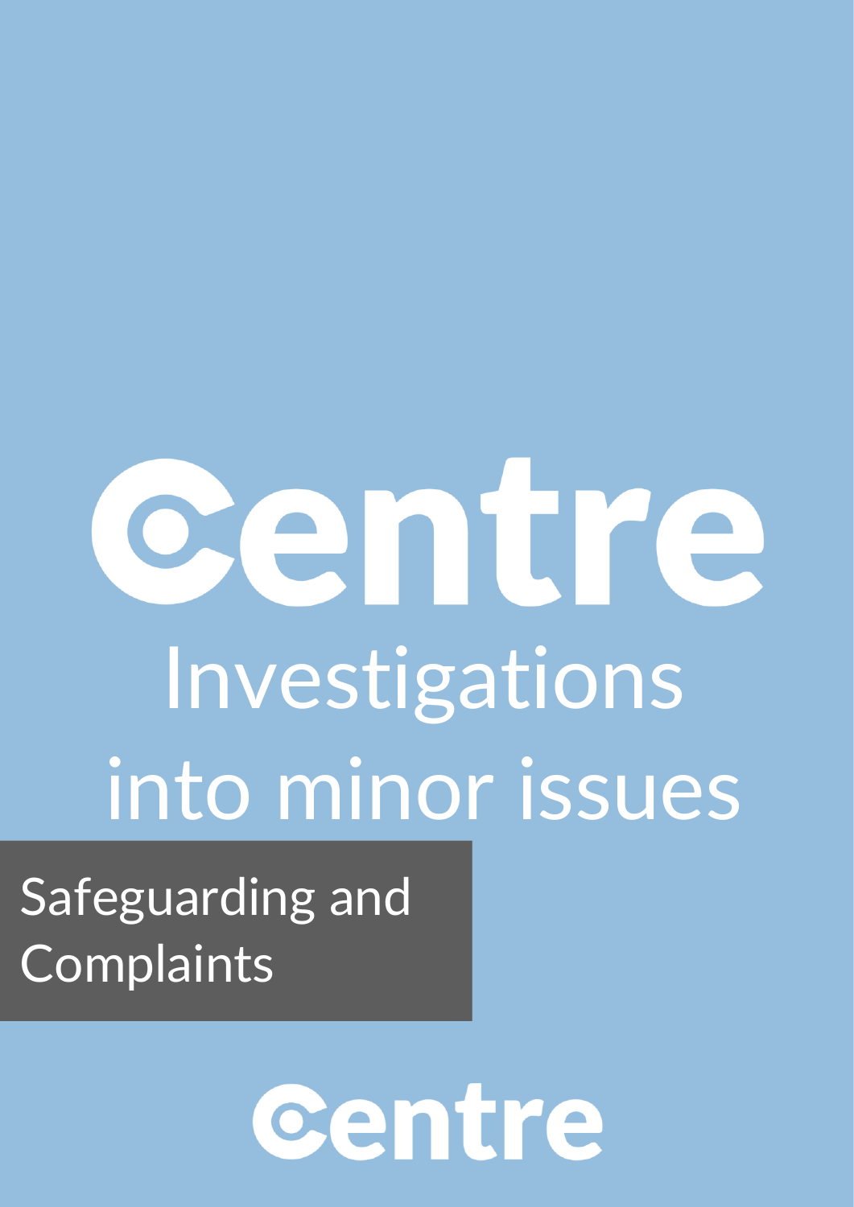# Centre

# Investigations into minor issues

## Safeguarding and Complaints

Centre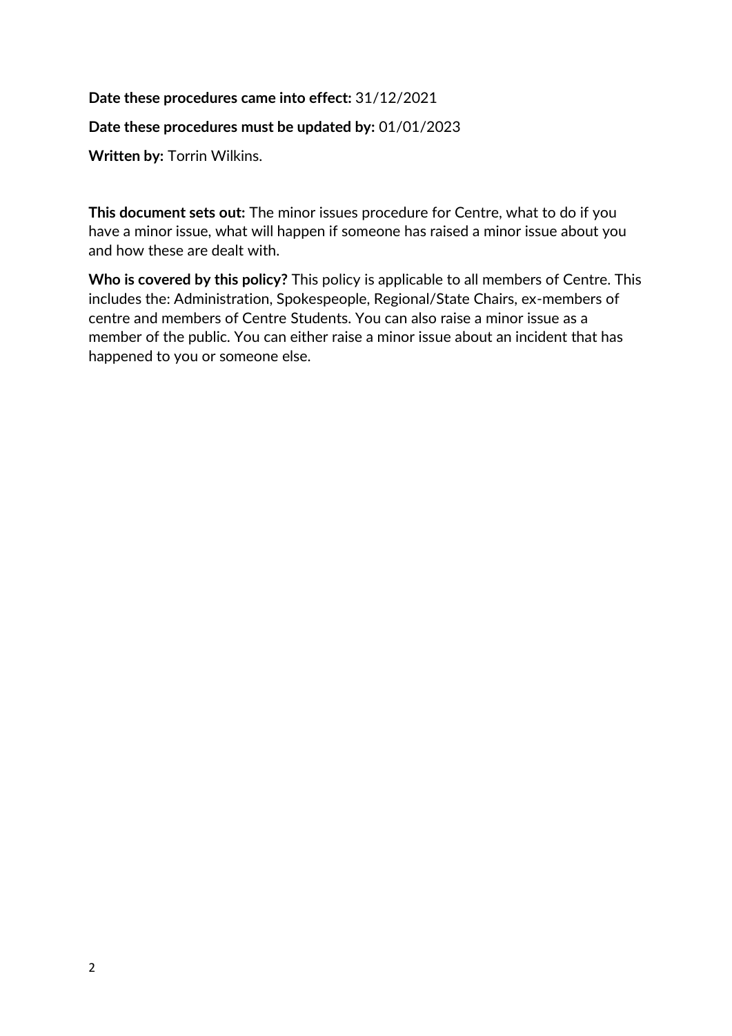**Date these procedures came into effect:** 31/12/2021

**Date these procedures must be updated by:** 01/01/2023

**Written by:** Torrin Wilkins.

**This document sets out:** The minor issues procedure for Centre, what to do if you have a minor issue, what will happen if someone has raised a minor issue about you and how these are dealt with.

**Who is covered by this policy?** This policy is applicable to all members of Centre. This includes the: Administration, Spokespeople, Regional/State Chairs, ex-members of centre and members of Centre Students. You can also raise a minor issue as a member of the public. You can either raise a minor issue about an incident that has happened to you or someone else.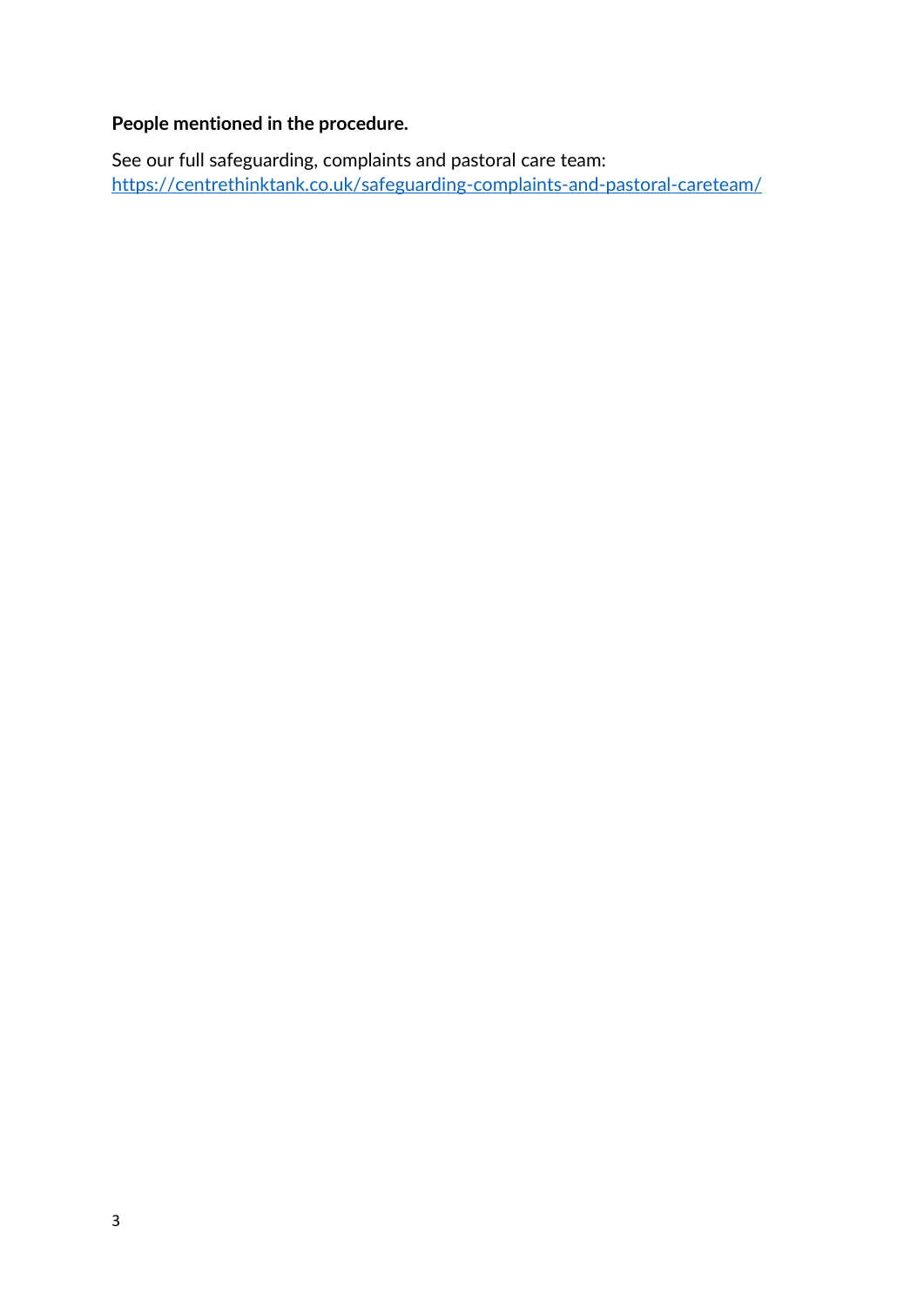**People mentioned in the procedure.**

See our full safeguarding, complaints and pastoral care team: https://centrethinktank.co.uk/safeguarding-complaints-and-pastoral-careteam/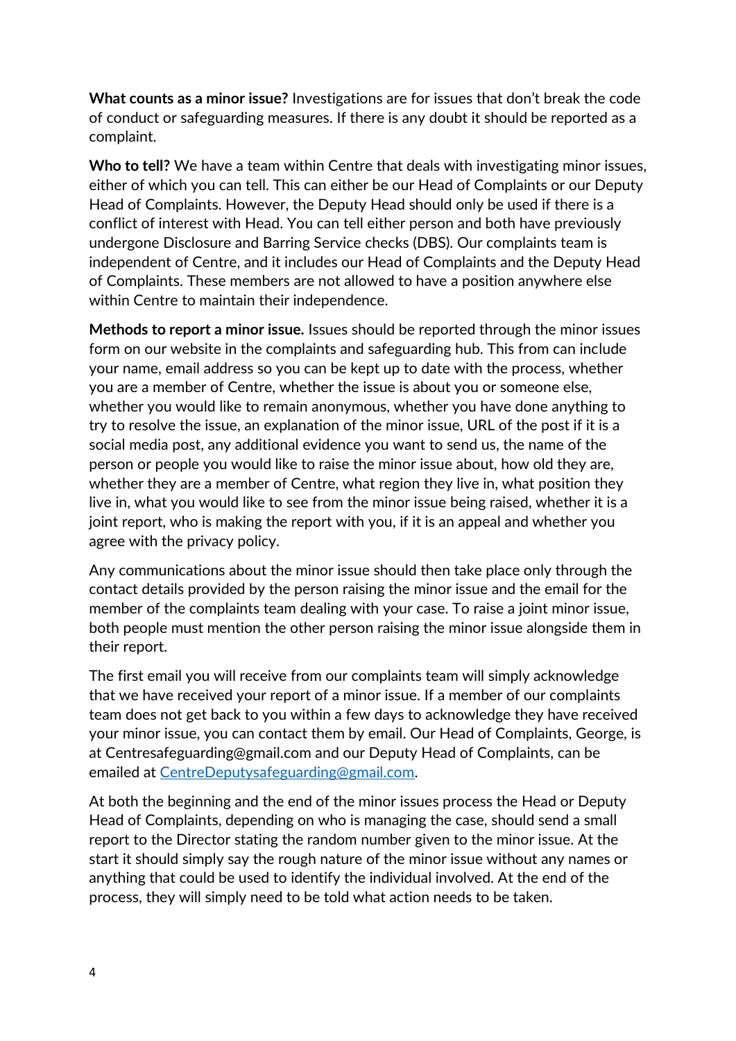**What counts as a minor issue?** Investigations are for issues that don't break the code of conduct or safeguarding measures. If there is any doubt it should be reported as a complaint.

**Who to tell?** We have a team within Centre that deals with investigating minor issues, either of which you can tell. This can either be our Head of Complaints or our Deputy Head of Complaints. However, the Deputy Head should only be used if there is a conflict of interest with Head. You can tell either person and both have previously undergone Disclosure and Barring Service checks (DBS). Our complaints team is independent of Centre, and it includes our Head of Complaints and the Deputy Head of Complaints. These members are not allowed to have a position anywhere else within Centre to maintain their independence.

**Methods to report a minor issue.** Issues should be reported through the minor issues form on our website in the complaints and safeguarding hub. This from can include your name, email address so you can be kept up to date with the process, whether you are a member of Centre, whether the issue is about you or someone else, whether you would like to remain anonymous, whether you have done anything to try to resolve the issue, an explanation of the minor issue, URL of the post if it is a social media post, any additional evidence you want to send us, the name of the person or people you would like to raise the minor issue about, how old they are, whether they are a member of Centre, what region they live in, what position they live in, what you would like to see from the minor issue being raised, whether it is a joint report, who is making the report with you, if it is an appeal and whether you agree with the privacy policy.

Any communications about the minor issue should then take place only through the contact details provided by the person raising the minor issue and the email for the member of the complaints team dealing with your case. To raise a joint minor issue, both people must mention the other person raising the minor issue alongside them in their report.

The first email you will receive from our complaints team will simply acknowledge that we have received your report of a minor issue. If a member of our complaints team does not get back to you within a few days to acknowledge they have received your minor issue, you can contact them by email. Our Head of Complaints, George, is at Centresafeguarding@gmail.com and our Deputy Head of Complaints, can be emailed at CentreDeputysafeguarding@gmail.com.

At both the beginning and the end of the minor issues process the Head or Deputy Head of Complaints, depending on who is managing the case, should send a small report to the Director stating the random number given to the minor issue. At the start it should simply say the rough nature of the minor issue without any names or anything that could be used to identify the individual involved. At the end of the process, they will simply need to be told what action needs to be taken.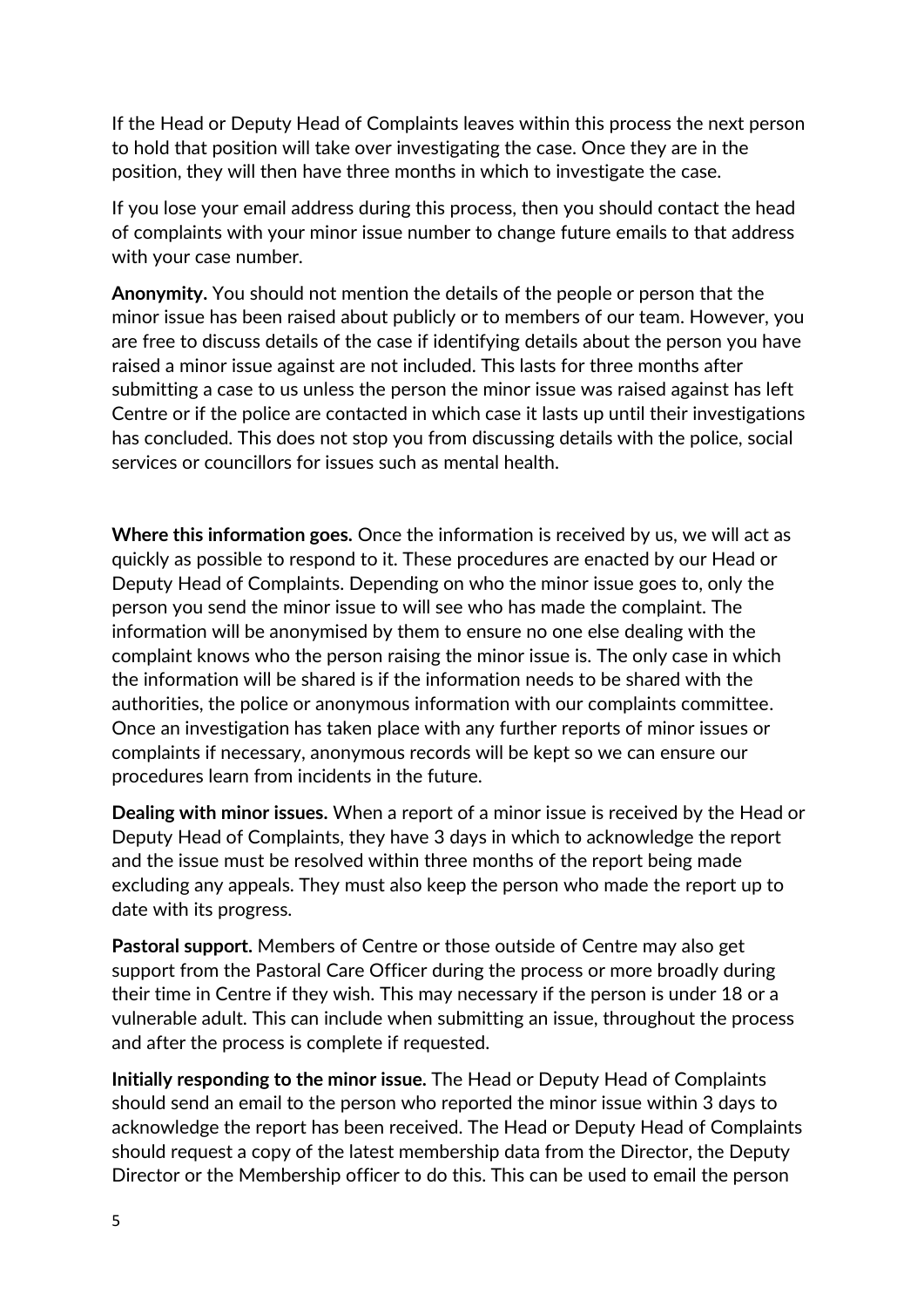If the Head or Deputy Head of Complaints leaves within this process the next person to hold that position will take over investigating the case. Once they are in the position, they will then have three months in which to investigate the case.

If you lose your email address during this process, then you should contact the head of complaints with your minor issue number to change future emails to that address with your case number.

**Anonymity.** You should not mention the details of the people or person that the minor issue has been raised about publicly or to members of our team. However, you are free to discuss details of the case if identifying details about the person you have raised a minor issue against are not included. This lasts for three months after submitting a case to us unless the person the minor issue was raised against has left Centre or if the police are contacted in which case it lasts up until their investigations has concluded. This does not stop you from discussing details with the police, social services or councillors for issues such as mental health.

**Where this information goes.** Once the information is received by us, we will act as quickly as possible to respond to it. These procedures are enacted by our Head or Deputy Head of Complaints. Depending on who the minor issue goes to, only the person you send the minor issue to will see who has made the complaint. The information will be anonymised by them to ensure no one else dealing with the complaint knows who the person raising the minor issue is. The only case in which the information will be shared is if the information needs to be shared with the authorities, the police or anonymous information with our complaints committee. Once an investigation has taken place with any further reports of minor issues or complaints if necessary, anonymous records will be kept so we can ensure our procedures learn from incidents in the future.

**Dealing with minor issues.** When a report of a minor issue is received by the Head or Deputy Head of Complaints, they have 3 days in which to acknowledge the report and the issue must be resolved within three months of the report being made excluding any appeals. They must also keep the person who made the report up to date with its progress.

**Pastoral support.** Members of Centre or those outside of Centre may also get support from the Pastoral Care Officer during the process or more broadly during their time in Centre if they wish. This may necessary if the person is under 18 or a vulnerable adult. This can include when submitting an issue, throughout the process and after the process is complete if requested.

**Initially responding to the minor issue.** The Head or Deputy Head of Complaints should send an email to the person who reported the minor issue within 3 days to acknowledge the report has been received. The Head or Deputy Head of Complaints should request a copy of the latest membership data from the Director, the Deputy Director or the Membership officer to do this. This can be used to email the person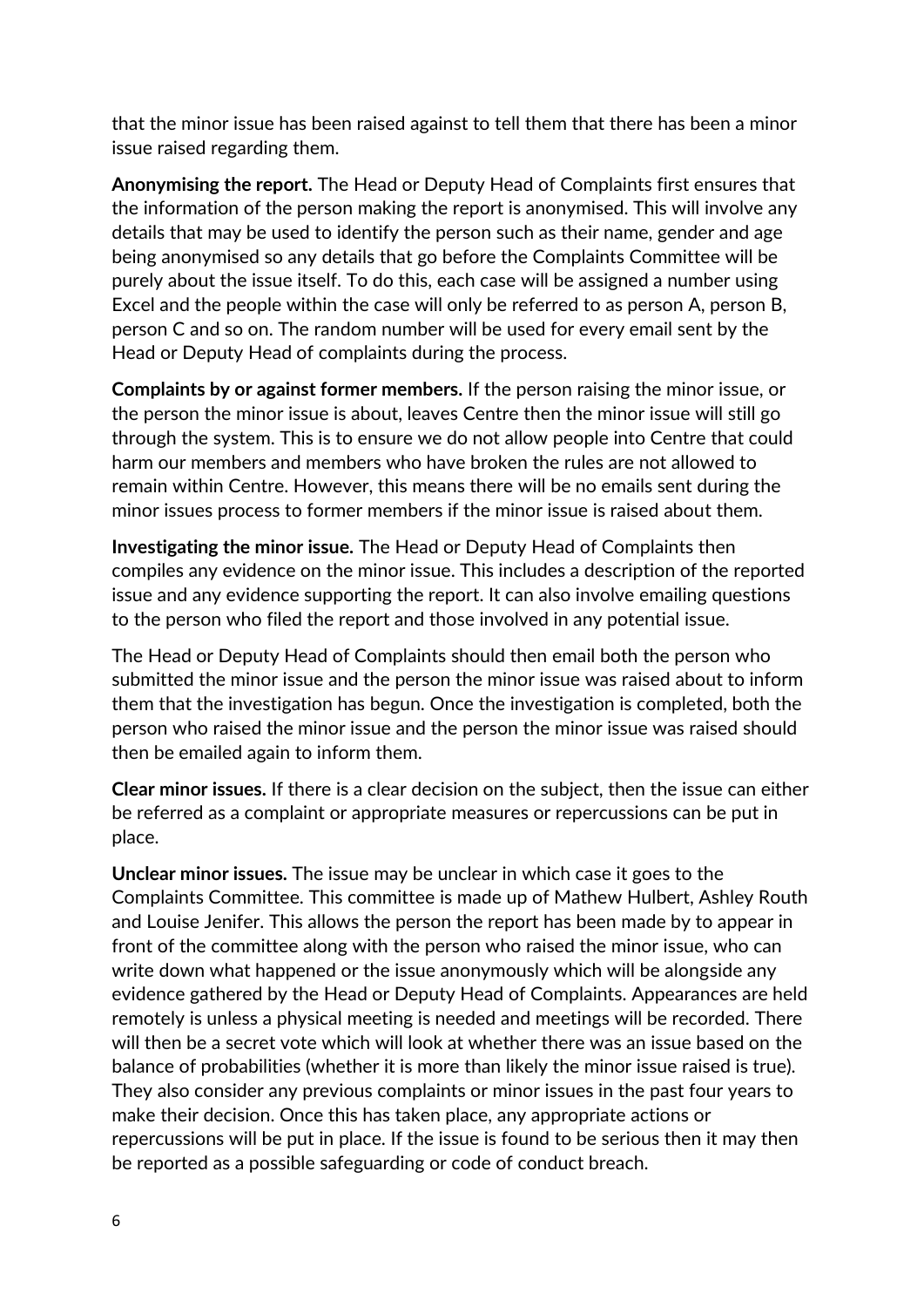that the minor issue has been raised against to tell them that there has been a minor issue raised regarding them.

**Anonymising the report.** The Head or Deputy Head of Complaints first ensures that the information of the person making the report is anonymised. This will involve any details that may be used to identify the person such as their name, gender and age being anonymised so any details that go before the Complaints Committee will be purely about the issue itself. To do this, each case will be assigned a number using Excel and the people within the case will only be referred to as person A, person B, person C and so on. The random number will be used for every email sent by the Head or Deputy Head of complaints during the process.

**Complaints by or against former members.** If the person raising the minor issue, or the person the minor issue is about, leaves Centre then the minor issue will still go through the system. This is to ensure we do not allow people into Centre that could harm our members and members who have broken the rules are not allowed to remain within Centre. However, this means there will be no emails sent during the minor issues process to former members if the minor issue is raised about them.

**Investigating the minor issue.** The Head or Deputy Head of Complaints then compiles any evidence on the minor issue. This includes a description of the reported issue and any evidence supporting the report. It can also involve emailing questions to the person who filed the report and those involved in any potential issue.

The Head or Deputy Head of Complaints should then email both the person who submitted the minor issue and the person the minor issue was raised about to inform them that the investigation has begun. Once the investigation is completed, both the person who raised the minor issue and the person the minor issue was raised should then be emailed again to inform them.

**Clear minor issues.** If there is a clear decision on the subject, then the issue can either be referred as a complaint or appropriate measures or repercussions can be put in place.

**Unclear minor issues.** The issue may be unclear in which case it goes to the Complaints Committee. This committee is made up of Mathew Hulbert, Ashley Routh and Louise Jenifer. This allows the person the report has been made by to appear in front of the committee along with the person who raised the minor issue, who can write down what happened or the issue anonymously which will be alongside any evidence gathered by the Head or Deputy Head of Complaints. Appearances are held remotely is unless a physical meeting is needed and meetings will be recorded. There will then be a secret vote which will look at whether there was an issue based on the balance of probabilities (whether it is more than likely the minor issue raised is true). They also consider any previous complaints or minor issues in the past four years to make their decision. Once this has taken place, any appropriate actions or repercussions will be put in place. If the issue is found to be serious then it may then be reported as a possible safeguarding or code of conduct breach.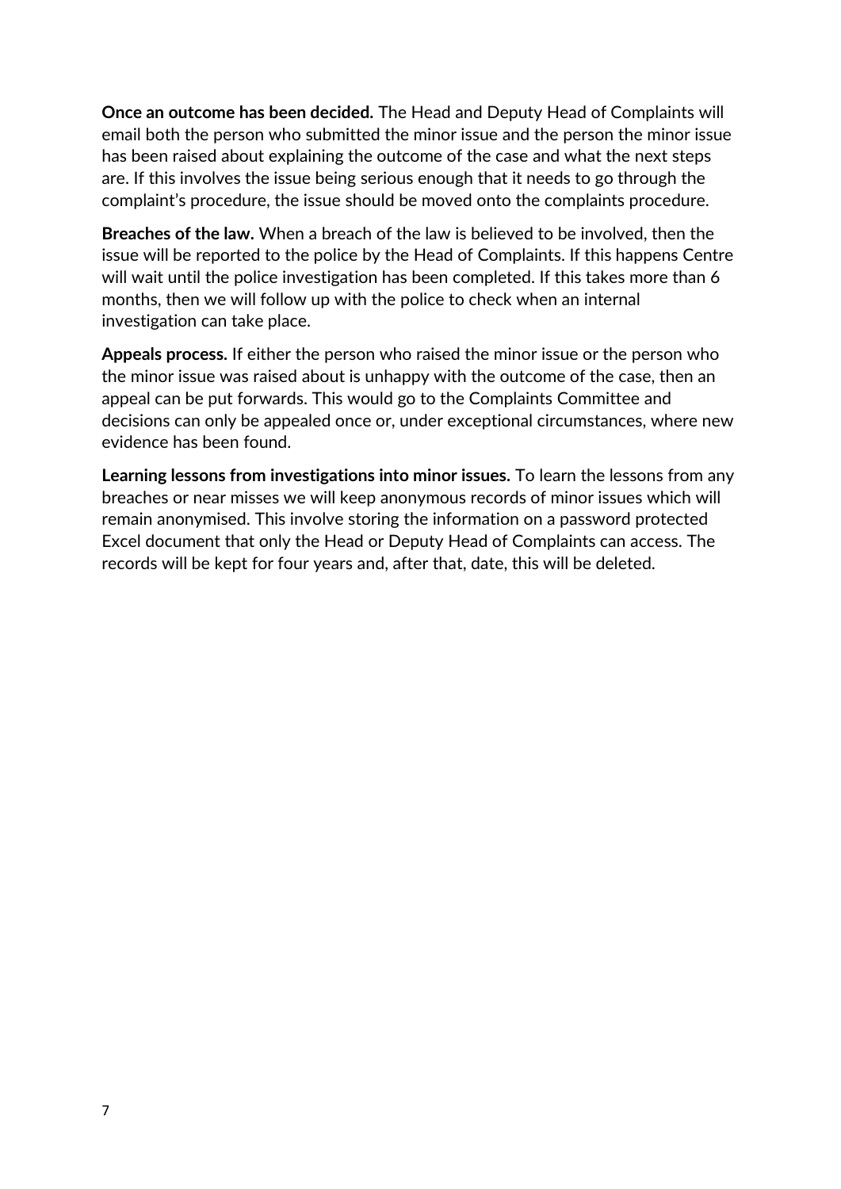**Once an outcome has been decided.** The Head and Deputy Head of Complaints will email both the person who submitted the minor issue and the person the minor issue has been raised about explaining the outcome of the case and what the next steps are. If this involves the issue being serious enough that it needs to go through the complaint's procedure, the issue should be moved onto the complaints procedure.

**Breaches of the law.** When a breach of the law is believed to be involved, then the issue will be reported to the police by the Head of Complaints. If this happens Centre will wait until the police investigation has been completed. If this takes more than 6 months, then we will follow up with the police to check when an internal investigation can take place.

**Appeals process.** If either the person who raised the minor issue or the person who the minor issue was raised about is unhappy with the outcome of the case, then an appeal can be put forwards. This would go to the Complaints Committee and decisions can only be appealed once or, under exceptional circumstances, where new evidence has been found.

**Learning lessons from investigations into minor issues.** To learn the lessons from any breaches or near misses we will keep anonymous records of minor issues which will remain anonymised. This involve storing the information on a password protected Excel document that only the Head or Deputy Head of Complaints can access. The records will be kept for four years and, after that, date, this will be deleted.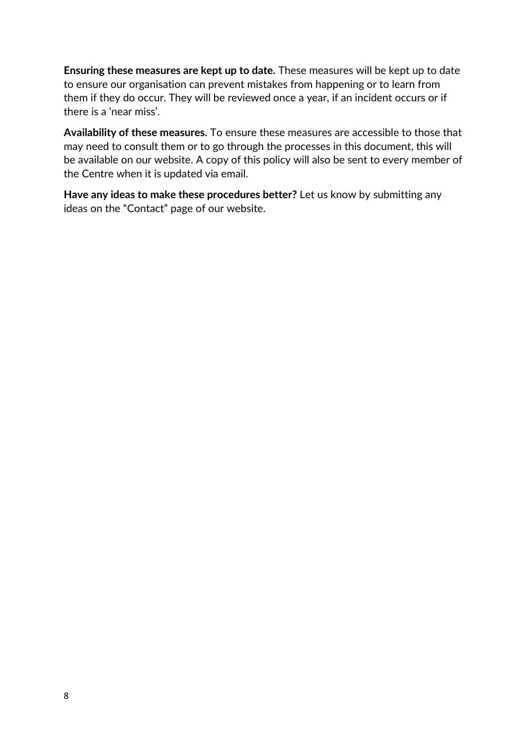**Ensuring these measures are kept up to date.** These measures will be kept up to date to ensure our organisation can prevent mistakes from happening or to learn from them if they do occur. They will be reviewed once a year, if an incident occurs or if there is a 'near miss'.

**Availability of these measures.** To ensure these measures are accessible to those that may need to consult them or to go through the processes in this document, this will be available on our website. A copy of this policy will also be sent to every member of the Centre when it is updated via email.

**Have any ideas to make these procedures better?** Let us know by submitting any ideas on the "Contact" page of our website.